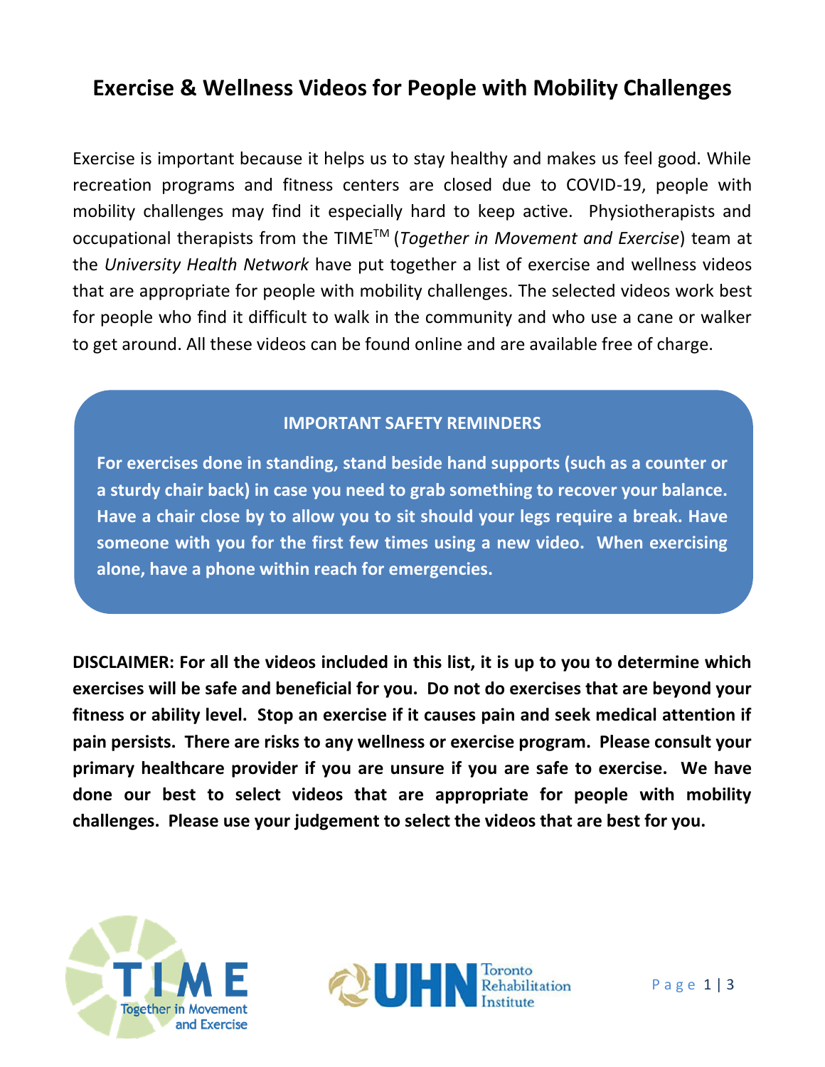# Exercise & Wellness Videos for People with Mobility Challenges

Exercise is important because it helps us to stay healthy and makes us feel good. While recreation programs and fitness centers are closed due to COVID-19, people with mobility challenges may find it especially hard to keep active. Physiotherapists and occupational therapists from the TIME[TM] (*Together in Movement and Exercise*) team at the *University Health Network* have put together a list of exercise and wellness videos that are appropriate for people with mobility challenges. The selected videos work best for people who find it difficult to walk in the community and who use a cane or walker to get around. All these videos can be found online and are available free of charge.

**IMPORTANT SAFETY REMINDERS**

**For exercises done in standing, stand beside hand supports (such as a counter or a sturdy chair back) in case you need to grab something to recover your balance. Have a chair close by to allow you to sit should your legs require a break. Have someone with you for the first few times using a new video. When exercising alone, have a phone within reach for emergencies.**

**DISCLAIMER: For all the videos included in this list, it is up to you to determine which exercises will be safe and beneficial for you. Do not do exercises that are beyond your fitness or ability level. Stop an exercise if it causes pain and seek medical attention if pain persists. There are risks to any wellness or exercise program. Please consult your primary healthcare provider if you are unsure if you are safe to exercise. We have done our best to select videos that are appropriate for people with mobility challenges. Please use your judgement to select the videos that are best for you.**

TIME Together in Movement and Exercise

UHN Toronto Rehabilitation Institute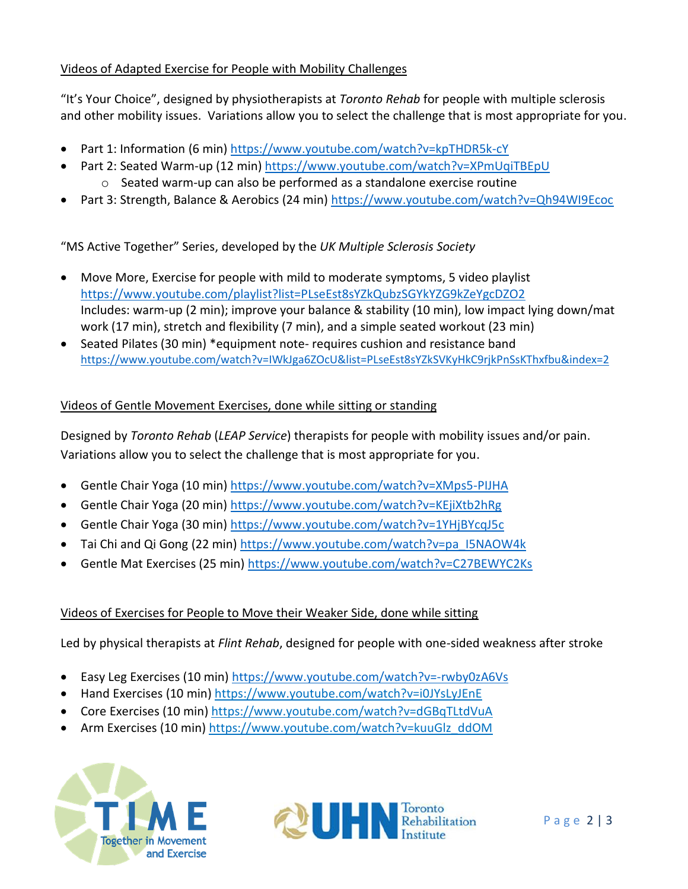Videos of Adapted Exercise for People with Mobility Challenges

"It's Your Choice", designed by physiotherapists at *Toronto Rehab* for people with multiple sclerosis and other mobility issues. Variations allow you to select the challenge that is most appropriate for you.

- Part 1: Information (6 min) https://www.youtube.com/watch?v=kpTHDR5k-cY
- Part 2: Seated Warm-up (12 min) https://www.youtube.com/watch?v=XPmUqiTBEpU
  - Seated warm-up can also be performed as a standalone exercise routine
- Part 3: Strength, Balance & Aerobics (24 min) https://www.youtube.com/watch?v=Qh94WI9Ecoc

"MS Active Together" Series, developed by the *UK Multiple Sclerosis Society*

- Move More, Exercise for people with mild to moderate symptoms, 5 video playlist https://www.youtube.com/playlist?list=PLseEst8sYZkQubzSGYkYZG9kZeYgcDZO2
  Includes: warm-up (2 min); improve your balance & stability (10 min), low impact lying down/mat work (17 min), stretch and flexibility (7 min), and a simple seated workout (23 min)
- Seated Pilates (30 min) *equipment note- requires cushion and resistance band https://www.youtube.com/watch?v=IWkJga6ZOcU&list=PLseEst8sYZkSVKyHkC9rjkPnSsKThxfbu&index=2

Videos of Gentle Movement Exercises, done while sitting or standing

Designed by *Toronto Rehab* (*LEAP Service*) therapists for people with mobility issues and/or pain. Variations allow you to select the challenge that is most appropriate for you.

- Gentle Chair Yoga (10 min) https://www.youtube.com/watch?v=XMps5-PIJHA
- Gentle Chair Yoga (20 min) https://www.youtube.com/watch?v=KEjiXtb2hRg
- Gentle Chair Yoga (30 min) https://www.youtube.com/watch?v=1YHjBYcqJ5c
- Tai Chi and Qi Gong (22 min) https://www.youtube.com/watch?v=pa_I5NAOW4k
- Gentle Mat Exercises (25 min) https://www.youtube.com/watch?v=C27BEWYC2Ks

Videos of Exercises for People to Move their Weaker Side, done while sitting

Led by physical therapists at *Flint Rehab*, designed for people with one-sided weakness after stroke

- Easy Leg Exercises (10 min) https://www.youtube.com/watch?v=-rwby0zA6Vs
- Hand Exercises (10 min) https://www.youtube.com/watch?v=i0JYsLyJEnE
- Core Exercises (10 min) https://www.youtube.com/watch?v=dGBqTLtdVuA
- Arm Exercises (10 min) https://www.youtube.com/watch?v=kuuGlz_ddOM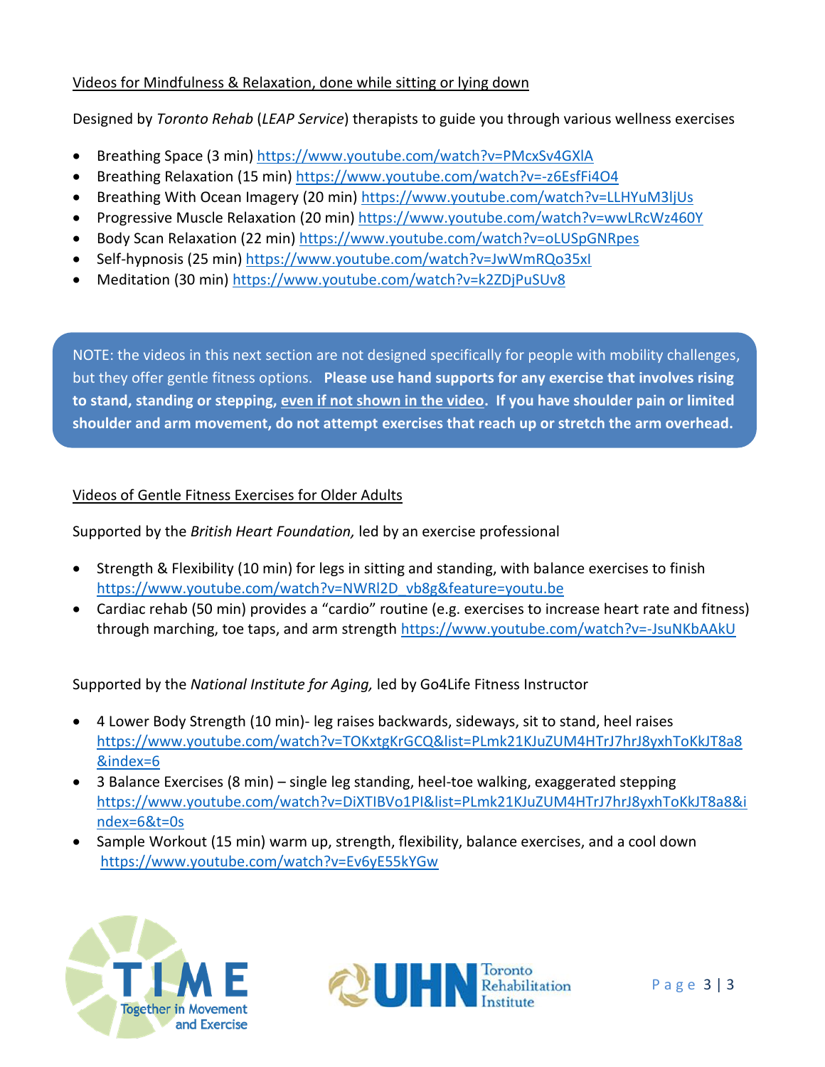Videos for Mindfulness & Relaxation, done while sitting or lying down

Designed by *Toronto Rehab* (*LEAP Service*) therapists to guide you through various wellness exercises

- Breathing Space (3 min) https://www.youtube.com/watch?v=PMcxSv4GXlA
- Breathing Relaxation (15 min) https://www.youtube.com/watch?v=-z6EsfFi4O4
- Breathing With Ocean Imagery (20 min) https://www.youtube.com/watch?v=LLHYuM3ljUs
- Progressive Muscle Relaxation (20 min) https://www.youtube.com/watch?v=wwLRcWz460Y
- Body Scan Relaxation (22 min) https://www.youtube.com/watch?v=oLUSpGNRpes
- Self-hypnosis (25 min) https://www.youtube.com/watch?v=JwWmRQo35xI
- Meditation (30 min) https://www.youtube.com/watch?v=k2ZDjPuSUv8

NOTE: the videos in this next section are not designed specifically for people with mobility challenges, but they offer gentle fitness options. **Please use hand supports for any exercise that involves rising to stand, standing or stepping, even if not shown in the video. If you have shoulder pain or limited shoulder and arm movement, do not attempt exercises that reach up or stretch the arm overhead.**

Videos of Gentle Fitness Exercises for Older Adults

Supported by the *British Heart Foundation,* led by an exercise professional

- Strength & Flexibility (10 min) for legs in sitting and standing, with balance exercises to finish https://www.youtube.com/watch?v=NWRl2D_vb8g&feature=youtu.be
- Cardiac rehab (50 min) provides a "cardio" routine (e.g. exercises to increase heart rate and fitness) through marching, toe taps, and arm strength https://www.youtube.com/watch?v=-JsuNKbAAkU

Supported by the *National Institute for Aging,* led by Go4Life Fitness Instructor

- 4 Lower Body Strength (10 min)- leg raises backwards, sideways, sit to stand, heel raises https://www.youtube.com/watch?v=TOKxtgKrGCQ&list=PLmk21KJuZUM4HTrJ7hrJ8yxhToKkJT8a8&index=6
- 3 Balance Exercises (8 min) – single leg standing, heel-toe walking, exaggerated stepping https://www.youtube.com/watch?v=DiXTIBVo1PI&list=PLmk21KJuZUM4HTrJ7hrJ8yxhToKkJT8a8&index=6&t=0s
- Sample Workout (15 min) warm up, strength, flexibility, balance exercises, and a cool down https://www.youtube.com/watch?v=Ev6yE55kYGw

TIME Together in Movement and Exercise

UHN Toronto Rehabilitation Institute